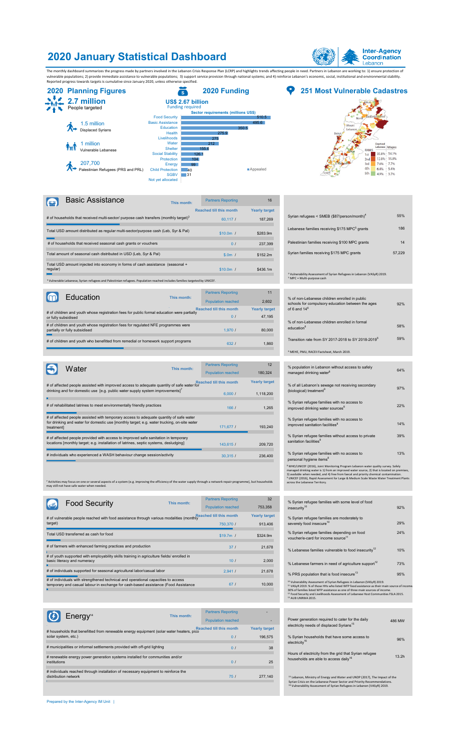# 2020 January Statistical Dashboard

Inter-Agency Coordination Lebanon

The monthly dashboard summarizes the progress made by partners involved in the Lebanon Crisis Response Plan (LCRP) and highlights trends affecting people in need. Partners in Lebanon are working to: 1) ensure protection of vulnerable populations; 2) provide immediate assistance to vulnerable populations; 3) support service provision through national systems; and 4) reinforce Lebanon's economic, social, institutional and environmental stability. Reported progress towards targets is cumulative since January 2020, unless otherwise specified.

## 2020 Planning Figures

**2.7 million** People targeted

- 1.5 million Displaced Syrians
- 1 million Vulnerable Lebanese
- 207,700 Palestinian Refugees (PRS and PRL)

## 2020 Funding

**US$ 2.67 billion** Funding required

Sector requirements (millions US$)

Food Security 510.5
Basic Assistance 495.6
Education 350.5
Health 275.9
Livelihoods 275
Water 212
Shelter 155.6
Social Stability 126.1
Protection 104
Energy 99
Child Protection 40
SGBV 31
Not yet allocated

Appealed

## 251 Most Vulnerable Cadastres

Akkar
North
Baalbek-Hermel
Mount Lebanon
Beirut
Bekaa
Nabatieh
South

Deprived Lebanese Refugees

RANKS
1st 33.8% 54.1%
2nd 12.8% 15.8%
3rd 7.6% 7.7%
4th 6.4% 5.4%
5th 4.9% 3.7%

## Basic Assistance

| | This month: | Partners Reporting | 16 |
|---|---|---|---|
| | | Reached till this month | Yearly target |
| # of households that received multi-sector/ purpose cash transfers (monthly target)[3] | | 60,117 / | 187,269 |
| Total USD amount distributed as regular multi-sector/purpose cash (Leb, Syr & Pal) | | $10.0m / | $283.9m |
| # of households that received seasonal cash grants or vouchers | | 0 / | 237,399 |
| Total amount of seasonal cash distributed in USD (Leb, Syr & Pal) | | $.0m / | $152.2m |
| Total USD amount injected into economy in forms of cash assistance (seasonal + regular) | | $10.0m / | $436.1m |

[3] Vulnerable Lebanese, Syrian refugees and Palestinian refugees. Population reached includes families targeted by UNICEF.

| | |
|---|---|
| Syrian refugees < SMEB ($87/person/month)[4] | 55% |
| Lebanese families receiving $175 MPC[5] grants | 186 |
| Palestinian families receiving $100 MPC grants | 14 |
| Syrian families receiving $175 MPC grants | 57,229 |

[4] Vulnerability Assessment of Syrian Refugees in Lebanon (VASyR) 2019.
[5] MPC = Multi-purpose cash

## Education

| | This month: | Partners Reporting | 11 |
|---|---|---|---|
| | | Population reached | 2,602 |
| | | Reached till this month | Yearly target |
| # of children and youth whose registration fees for public formal education were partially or fully subsidised | | 0 / | 47,195 |
| # of children and youth whose registration fees for regulated NFE programmes were partially or fully subsidised | | 1,970 / | 80,000 |
| # of children and youth who benefitted from remedial or homework support programs | | 632 / | 1,860 |

| | |
|---|---|
| % of non-Lebanese children enrolled in public schools for compulsory education between the ages of 6 and 14[6] | 92% |
| % of non-Lebanese children enrolled in formal education[6] | 58% |
| Transition rate from SY 2017-2018 to SY 2018-2019[6] | 59% |

[6] MEHE, PMU, RACEII Factsheet, March 2019.

## Water

| | This month: | Partners Reporting | 12 |
|---|---|---|---|
| | | Population reached | 180,324 |
| | | Reached till this month | Yearly target |
| # of affected people assisted with improved access to adequate quantity of safe water for drinking and for domestic use [e.g. public water supply system improvements][7] | | 6,000 / | 1,118,200 |
| # of rehabilitated latrines to meet environmentally friendly practices | | 166 / | 1,265 |
| # of affected people assisted with temporary access to adequate quantity of safe water for drinking and for domestic use [monthly target; e.g. water trucking, on-site water treatment] | | 171,677 / | 193,240 |
| # of affected people provided with access to improved safe sanitation in temporary locations [monthly target; e.g. installation of latrines, septic systems, desludging] | | 143,615 / | 209,720 |
| # individuals who experienced a WASH behaviour change session/activity | | 30,315 / | 236,400 |

[7] Activities may focus on one or several aspects of a system (e.g. improving the efficiency of the water supply through a network repair programme), but households may still not have safe water when needed.

| | |
|---|---|
| % population in Lebanon without access to safely managed drinking water[8] | 64% |
| % of all Lebanon's sewage not receiving secondary (biological) treatment[9] | 97% |
| % Syrian refugee families with no access to improved drinking water sources[8] | 22% |
| % Syrian refugee families with no access to improved sanitation facilities[8] | 14% |
| % Syrian refugee families without access to private sanitation facilities[8] | 39% |
| % Syrian refugee families with no access to personal hygiene items[8] | 13% |

[8] WHO/UNICEF (2016), Joint Monitoring Program Lebanon water quality survey. Safely managed drinking water is 1) from an improved water source, 2) that is located on premises, 3) available when needed, and 4) free from faecal and priority chemical contamination.
[9] UNICEF (2016), Rapid Assessment for Large & Medium Scale Waste Water Treatment Plants across the Lebanese Territory.

## Food Security

| | This month: | Partners Reporting | 32 |
|---|---|---|---|
| | | Population reached | 753,358 |
| | | Reached till this month | Yearly target |
| # of vulnerable people reached with food assistance through various modalities (monthly target) | | 750,370 / | 913,406 |
| Total USD transferred as cash for food | | $19.7m / | $324.9m |
| # of farmers with enhanced farming practices and production | | 37 / | 21,678 |
| # of youth supported with employability skills training in agriculture fields/ enrolled in basic literacy and numeracy | | 10 / | 2,000 |
| # of individuals supported for seasonal agricultural labor/casual labor | | 2,941 / | 21,678 |
| # of individuals with strengthened technical and operational capacities to access temporary and casual labour in exchange for cash-based assistance (Food Assistance | | 67 / | 10,000 |

| | |
|---|---|
| % Syrian refugee families with some level of food insecurity[10] | 92% |
| % Syrian refugee families are moderately to severely food insecure[10] | 29% |
| % Syrian refugee families depending on food voucher/e-card for income source[11] | 24% |
| % Lebanese families vulnerable to food insecurity[12] | 10% |
| % Lebanese farmers in need of agriculture support[12] | 73% |
| % PRS population that is food insecure[13] | 95% |

[10] Vulnerability Assessment of Syrian Refugees in Lebanon (VASyR) 2019.
[11] VASyR 2019. % of those HHs who listed WFP food assistance as their main source of income. 30% of families listed WFP assistance as one of three main sources of income.
[12] Food Security and Livelihoods Assessment of Lebanese Host Communities FSLA 2015.
[13] AUB UNRWA 2015.

## Energy[14]

| | This month: | Partners Reporting | - |
|---|---|---|---|
| | | Population reached | - |
| | | Reached till this month | Yearly target |
| # households that benefitted from renewable energy equipment (solar water heaters, pico solar system, etc.) | | 0 / | 196,575 |
| # municipalities or informal settlements provided with off-grid lighting | | 0 / | 38 |
| # renewable energy power generation systems installed for communities and/or institutions | | 0 / | 25 |
| # individuals reached through installation of necessary equipment to reinforce the distribution network | | 75 / | 277,140 |

| | |
|---|---|
| Power generation required to cater for the daily electricity needs of displaced Syrians[15] | 486 MW |
| % Syrian households that have some access to electricity[16] | 96% |
| Hours of electricity from the grid that Syrian refugee households are able to access daily[16] | 13.2h |

[15] Lebanon, Ministry of Energy and Water and UNDP (2017), The Impact of the Syrian Crisis on the Lebanese Power Sector and Priority Recommendations.
[16] Vulnerability Assessment of Syrian Refugees in Lebanon (VASyR) 2019.

Prepared by the Inter-Agency IM Unit |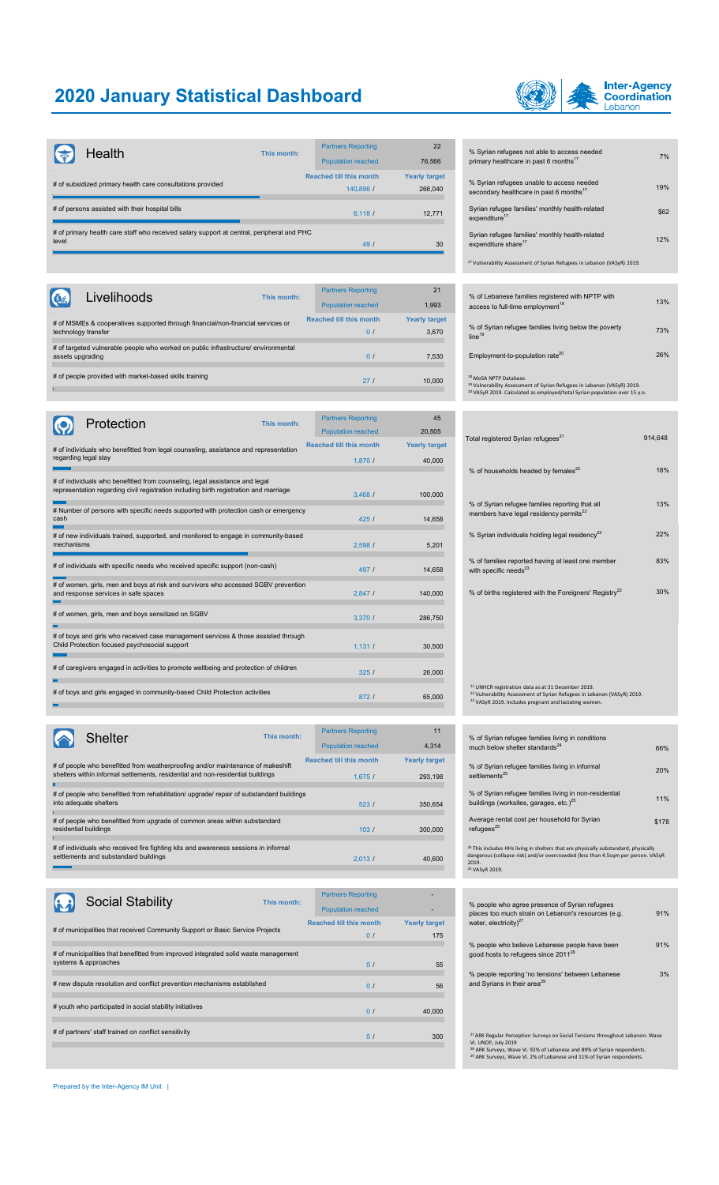# 2020 January Statistical Dashboard

Inter-Agency Coordination Lebanon

## Health

| Health | This month: | |
|---|---|---|
| | Partners Reporting | 22 |
| | Population reached | 76,566 |
| | Reached till this month | Yearly target |
| # of subsidized primary health care consultations provided | 140,896 / | 266,040 |
| # of persons assisted with their hospital bills | 6,118 / | 12,771 |
| # of primary health care staff who received salary support at central, peripheral and PHC level | 49 / | 30 |

| | |
|---|---|
| % Syrian refugees not able to access needed primary healthcare in past 6 months[17] | 7% |
| % Syrian refugees unable to access needed secondary healthcare in past 6 months[17] | 19% |
| Syrian refugee families' monthly health-related expenditure[17] | $62 |
| Syrian refugee families' monthly health-related expenditure share[17] | 12% |

[17] Vulnerability Assessment of Syrian Refugees in Lebanon (VASyR) 2019.

## Livelihoods

| Livelihoods | This month: | |
|---|---|---|
| | Partners Reporting | 21 |
| | Population reached | 1,993 |
| | Reached till this month | Yearly target |
| # of MSMEs & cooperatives supported through financial/non-financial services or technology transfer | 0 / | 3,670 |
| # of targeted vulnerable people who worked on public infrastructure/ environmental assets upgrading | 0 / | 7,530 |
| # of people provided with market-based skills training | 27 / | 10,000 |

| | |
|---|---|
| % of Lebanese families registered with NPTP with access to full-time employment[18] | 13% |
| % of Syrian refugee families living below the poverty line[19] | 73% |
| Employment-to-population rate[20] | 26% |

[18] MoSA NPTP Database.
[19] Vulnerability Assessment of Syrian Refugees in Lebanon (VASyR) 2019.
[20] VASyR 2019. Calculated as employed/total Syrian population over 15 y.o.

## Protection

| Protection | This month: | |
|---|---|---|
| | Partners Reporting | 45 |
| | Population reached | 20,505 |
| | Reached till this month | Yearly target |
| # of individuals who benefitted from legal counseling, assistance and representation regarding legal stay | 1,870 / | 40,000 |
| # of individuals who benefitted from counseling, legal assistance and legal representation regarding civil registration including birth registration and marriage | 3,468 / | 100,000 |
| # Number of persons with specific needs supported with protection cash or emergency cash | 425 / | 14,658 |
| # of new individuals trained, supported, and monitored to engage in community-based mechanisms | 2,598 / | 5,201 |
| # of individuals with specific needs who received specific support (non-cash) | 497 / | 14,658 |
| # of women, girls, men and boys at risk and survivors who accessed SGBV prevention and response services in safe spaces | 2,847 / | 140,000 |
| # of women, girls, men and boys sensitized on SGBV | 3,370 / | 286,750 |
| # of boys and girls who received case management services & those assisted through Child Protection focused psychosocial support | 1,131 / | 30,500 |
| # of caregivers engaged in activities to promote wellbeing and protection of children | 325 / | 26,000 |
| # of boys and girls engaged in community-based Child Protection activities | 872 / | 65,000 |

| | |
|---|---|
| Total registered Syrian refugees[21] | 914,648 |
| % of households headed by females[22] | 18% |
| % of Syrian refugee families reporting that all members have legal residency permits[22] | 13% |
| % Syrian individuals holding legal residency[22] | 22% |
| % of families reported having at least one member with specific needs[23] | 83% |
| % of births registered with the Foreigners' Registry[22] | 30% |

[21] UNHCR registration data as at 31 December 2019.
[22] Vulnerability Assessment of Syrian Refugees in Lebanon (VASyR) 2019.
[23] VASyR 2019. Includes pregnant and lactating women.

## Shelter

| Shelter | This month: | |
|---|---|---|
| | Partners Reporting | 11 |
| | Population reached | 4,314 |
| | Reached till this month | Yearly target |
| # of people who benefitted from weatherproofing and/or maintenance of makeshift shelters within informal settlements, residential and non-residential buildings | 1,675 / | 293,198 |
| # of people who benefitted from rehabilitation/ upgrade/ repair of substandard buildings into adequate shelters | 523 / | 350,654 |
| # of people who benefitted from upgrade of common areas within substandard residential buildings | 103 / | 300,000 |
| # of individuals who received fire fighting kits and awareness sessions in informal settlements and substandard buildings | 2,013 / | 40,600 |

| | |
|---|---|
| % of Syrian refugee families living in conditions much below shelter standards[24] | 66% |
| % of Syrian refugee families living in informal settlements[25] | 20% |
| % of Syrian refugee families living in non-residential buildings (worksites, garages, etc.)[25] | 11% |
| Average rental cost per household for Syrian refugees[25] | $178 |

[24] This includes HHs living in shelters that are physically substandard, physically dangerous (collapse risk) and/or overcrowded (less than 4.5sqm per person. VASyR 2019.
[25] VASyR 2019.

## Social Stability

| Social Stability | This month: | |
|---|---|---|
| | Partners Reporting | - |
| | Population reached | - |
| | Reached till this month | Yearly target |
| # of municipalities that received Community Support or Basic Service Projects | 0 / | 175 |
| # of municipalities that benefitted from improved integrated solid waste management systems & approaches | 0 / | 55 |
| # new dispute resolution and conflict prevention mechanisms established | 0 / | 56 |
| # youth who participated in social stability initiatives | 0 / | 40,000 |
| # of partners' staff trained on conflict sensitivity | 0 / | 300 |

| | |
|---|---|
| % people who agree presence of Syrian refugees places too much strain on Lebanon's resources (e.g. water, electricity)[27] | 91% |
| % people who believe Lebanese people have been good hosts to refugees since 2011[28] | 91% |
| % people reporting 'no tensions' between Lebanese and Syrians in their area[29] | 3% |

[27] ARK Regular Perception Surveys on Social Tensions throughout Lebanon: Wave VI. UNDP, July 2019
[28] ARK Surveys, Wave VI. 92% of Lebanese and 89% of Syrian respondents.
[29] ARK Surveys, Wave VI. 2% of Lebanese and 11% of Syrian respondents.

Prepared by the Inter-Agency IM Unit |